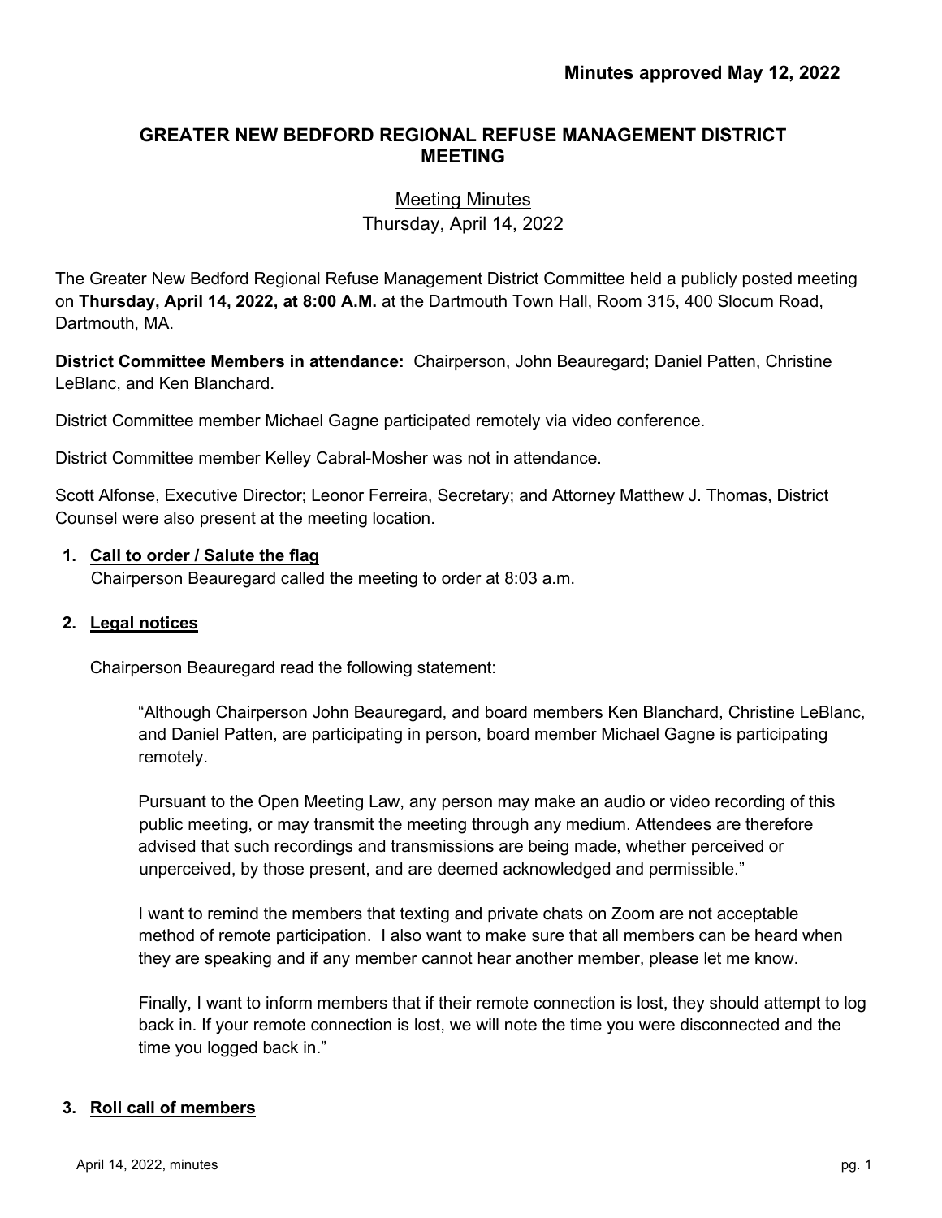**Minutes approved May 12, 2022**

# GREATER NEW BEDFORD REGIONAL REFUSE MANAGEMENT DISTRICT MEETING

Meeting Minutes
Thursday, April 14, 2022

The Greater New Bedford Regional Refuse Management District Committee held a publicly posted meeting on **Thursday, April 14, 2022, at 8:00 A.M.** at the Dartmouth Town Hall, Room 315, 400 Slocum Road, Dartmouth, MA.

**District Committee Members in attendance:** Chairperson, John Beauregard; Daniel Patten, Christine LeBlanc, and Ken Blanchard.

District Committee member Michael Gagne participated remotely via video conference.

District Committee member Kelley Cabral-Mosher was not in attendance.

Scott Alfonse, Executive Director; Leonor Ferreira, Secretary; and Attorney Matthew J. Thomas, District Counsel were also present at the meeting location.

1. **Call to order / Salute the flag**
   Chairperson Beauregard called the meeting to order at 8:03 a.m.

2. **Legal notices**

   Chairperson Beauregard read the following statement:

   > "Although Chairperson John Beauregard, and board members Ken Blanchard, Christine LeBlanc, and Daniel Patten, are participating in person, board member Michael Gagne is participating remotely.
   >
   > Pursuant to the Open Meeting Law, any person may make an audio or video recording of this public meeting, or may transmit the meeting through any medium. Attendees are therefore advised that such recordings and transmissions are being made, whether perceived or unperceived, by those present, and are deemed acknowledged and permissible."
   >
   > I want to remind the members that texting and private chats on Zoom are not acceptable method of remote participation. I also want to make sure that all members can be heard when they are speaking and if any member cannot hear another member, please let me know.
   >
   > Finally, I want to inform members that if their remote connection is lost, they should attempt to log back in. If your remote connection is lost, we will note the time you were disconnected and the time you logged back in."

3. **Roll call of members**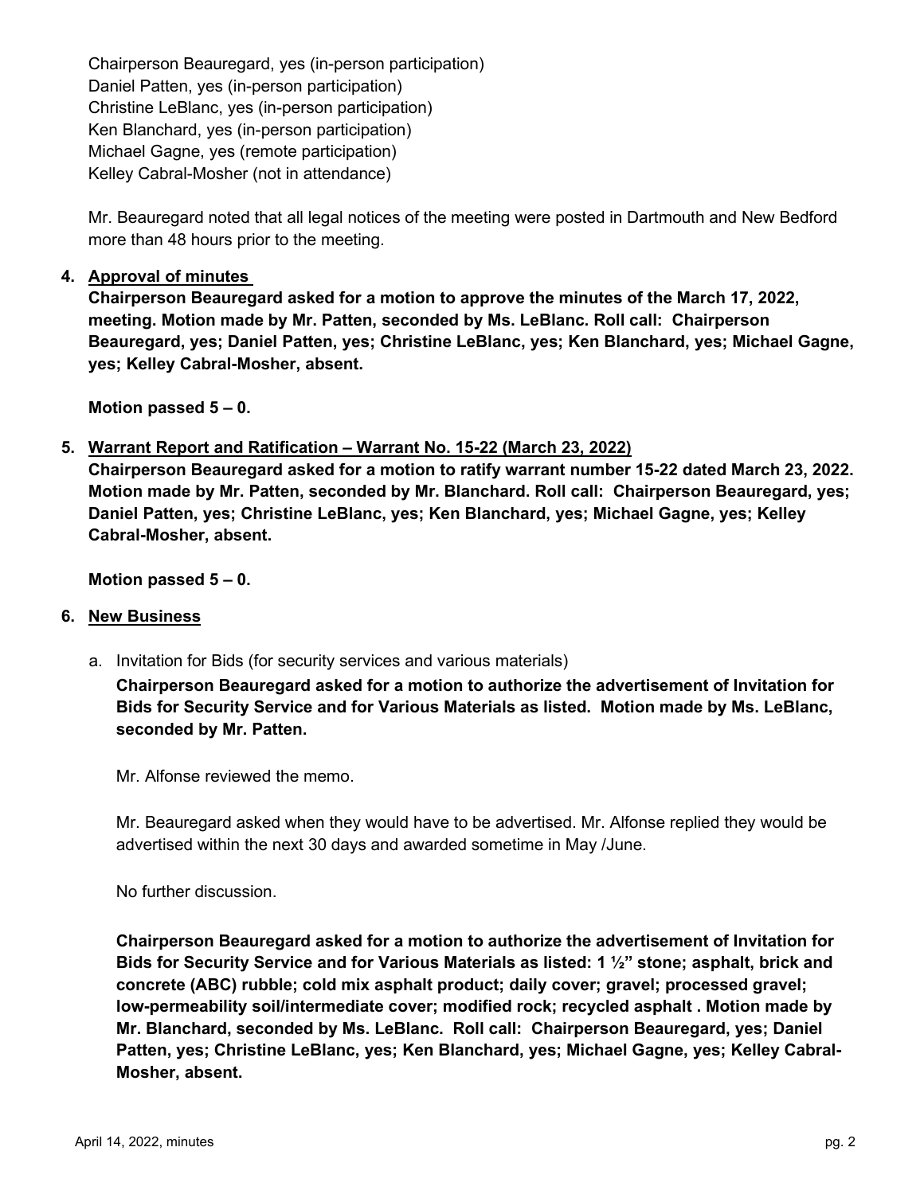Chairperson Beauregard, yes (in-person participation)
Daniel Patten, yes (in-person participation)
Christine LeBlanc, yes (in-person participation)
Ken Blanchard, yes (in-person participation)
Michael Gagne, yes (remote participation)
Kelley Cabral-Mosher (not in attendance)

Mr. Beauregard noted that all legal notices of the meeting were posted in Dartmouth and New Bedford more than 48 hours prior to the meeting.

4. **Approval of minutes**

**Chairperson Beauregard asked for a motion to approve the minutes of the March 17, 2022, meeting. Motion made by Mr. Patten, seconded by Ms. LeBlanc. Roll call: Chairperson Beauregard, yes; Daniel Patten, yes; Christine LeBlanc, yes; Ken Blanchard, yes; Michael Gagne, yes; Kelley Cabral-Mosher, absent.**

**Motion passed 5 – 0.**

5. **Warrant Report and Ratification – Warrant No. 15-22 (March 23, 2022)**

**Chairperson Beauregard asked for a motion to ratify warrant number 15-22 dated March 23, 2022. Motion made by Mr. Patten, seconded by Mr. Blanchard. Roll call: Chairperson Beauregard, yes; Daniel Patten, yes; Christine LeBlanc, yes; Ken Blanchard, yes; Michael Gagne, yes; Kelley Cabral-Mosher, absent.**

**Motion passed 5 – 0.**

6. **New Business**

a. Invitation for Bids (for security services and various materials)

**Chairperson Beauregard asked for a motion to authorize the advertisement of Invitation for Bids for Security Service and for Various Materials as listed. Motion made by Ms. LeBlanc, seconded by Mr. Patten.**

Mr. Alfonse reviewed the memo.

Mr. Beauregard asked when they would have to be advertised. Mr. Alfonse replied they would be advertised within the next 30 days and awarded sometime in May /June.

No further discussion.

**Chairperson Beauregard asked for a motion to authorize the advertisement of Invitation for Bids for Security Service and for Various Materials as listed: 1 ½" stone; asphalt, brick and concrete (ABC) rubble; cold mix asphalt product; daily cover; gravel; processed gravel; low-permeability soil/intermediate cover; modified rock; recycled asphalt . Motion made by Mr. Blanchard, seconded by Ms. LeBlanc. Roll call: Chairperson Beauregard, yes; Daniel Patten, yes; Christine LeBlanc, yes; Ken Blanchard, yes; Michael Gagne, yes; Kelley Cabral-Mosher, absent.**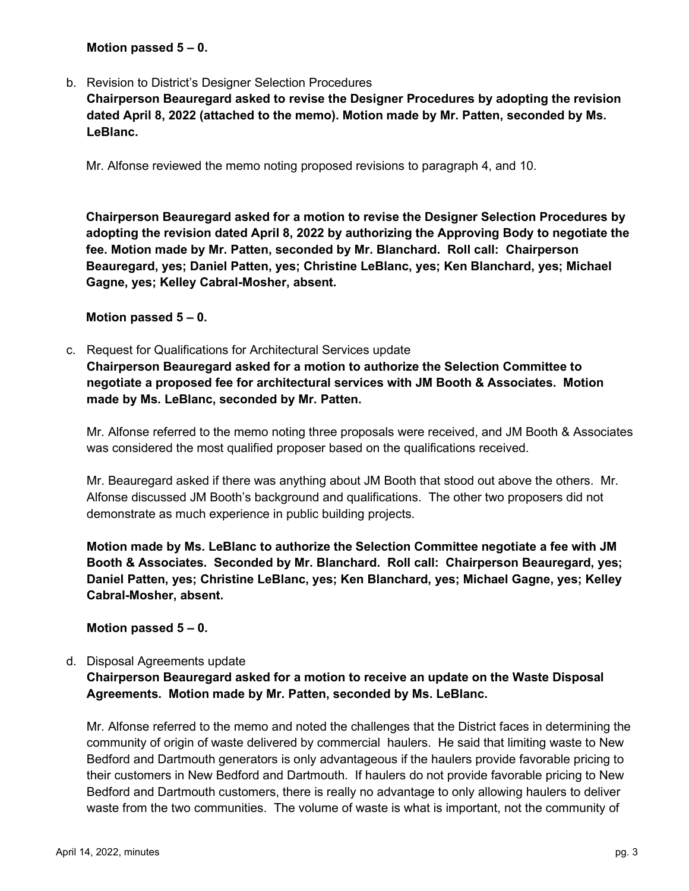**Motion passed 5 – 0.**

b. Revision to District's Designer Selection Procedures

   **Chairperson Beauregard asked to revise the Designer Procedures by adopting the revision dated April 8, 2022 (attached to the memo). Motion made by Mr. Patten, seconded by Ms. LeBlanc.**

   Mr. Alfonse reviewed the memo noting proposed revisions to paragraph 4, and 10.

   **Chairperson Beauregard asked for a motion to revise the Designer Selection Procedures by adopting the revision dated April 8, 2022 by authorizing the Approving Body to negotiate the fee. Motion made by Mr. Patten, seconded by Mr. Blanchard. Roll call: Chairperson Beauregard, yes; Daniel Patten, yes; Christine LeBlanc, yes; Ken Blanchard, yes; Michael Gagne, yes; Kelley Cabral-Mosher, absent.**

   **Motion passed 5 – 0.**

c. Request for Qualifications for Architectural Services update

   **Chairperson Beauregard asked for a motion to authorize the Selection Committee to negotiate a proposed fee for architectural services with JM Booth & Associates. Motion made by Ms. LeBlanc, seconded by Mr. Patten.**

   Mr. Alfonse referred to the memo noting three proposals were received, and JM Booth & Associates was considered the most qualified proposer based on the qualifications received.

   Mr. Beauregard asked if there was anything about JM Booth that stood out above the others. Mr. Alfonse discussed JM Booth's background and qualifications. The other two proposers did not demonstrate as much experience in public building projects.

   **Motion made by Ms. LeBlanc to authorize the Selection Committee negotiate a fee with JM Booth & Associates. Seconded by Mr. Blanchard. Roll call: Chairperson Beauregard, yes; Daniel Patten, yes; Christine LeBlanc, yes; Ken Blanchard, yes; Michael Gagne, yes; Kelley Cabral-Mosher, absent.**

   **Motion passed 5 – 0.**

d. Disposal Agreements update

   **Chairperson Beauregard asked for a motion to receive an update on the Waste Disposal Agreements. Motion made by Mr. Patten, seconded by Ms. LeBlanc.**

   Mr. Alfonse referred to the memo and noted the challenges that the District faces in determining the community of origin of waste delivered by commercial haulers. He said that limiting waste to New Bedford and Dartmouth generators is only advantageous if the haulers provide favorable pricing to their customers in New Bedford and Dartmouth. If haulers do not provide favorable pricing to New Bedford and Dartmouth customers, there is really no advantage to only allowing haulers to deliver waste from the two communities. The volume of waste is what is important, not the community of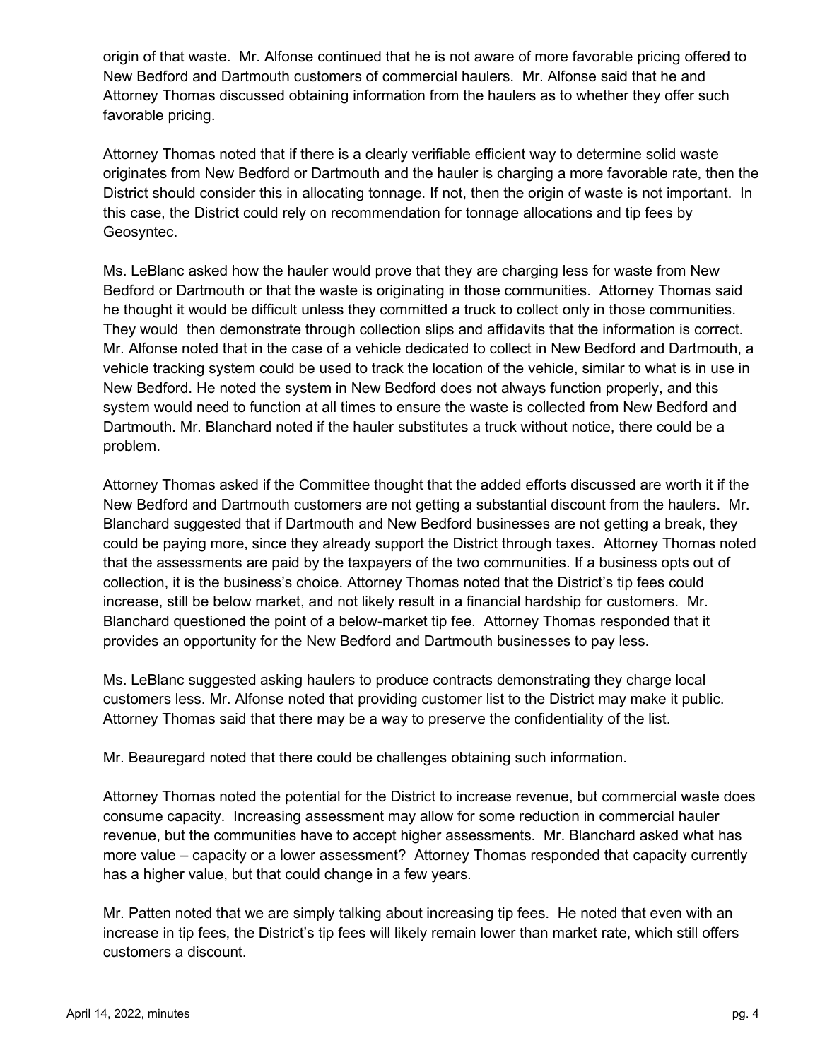origin of that waste. Mr. Alfonse continued that he is not aware of more favorable pricing offered to New Bedford and Dartmouth customers of commercial haulers. Mr. Alfonse said that he and Attorney Thomas discussed obtaining information from the haulers as to whether they offer such favorable pricing.

Attorney Thomas noted that if there is a clearly verifiable efficient way to determine solid waste originates from New Bedford or Dartmouth and the hauler is charging a more favorable rate, then the District should consider this in allocating tonnage. If not, then the origin of waste is not important. In this case, the District could rely on recommendation for tonnage allocations and tip fees by Geosyntec.

Ms. LeBlanc asked how the hauler would prove that they are charging less for waste from New Bedford or Dartmouth or that the waste is originating in those communities. Attorney Thomas said he thought it would be difficult unless they committed a truck to collect only in those communities. They would then demonstrate through collection slips and affidavits that the information is correct. Mr. Alfonse noted that in the case of a vehicle dedicated to collect in New Bedford and Dartmouth, a vehicle tracking system could be used to track the location of the vehicle, similar to what is in use in New Bedford. He noted the system in New Bedford does not always function properly, and this system would need to function at all times to ensure the waste is collected from New Bedford and Dartmouth. Mr. Blanchard noted if the hauler substitutes a truck without notice, there could be a problem.

Attorney Thomas asked if the Committee thought that the added efforts discussed are worth it if the New Bedford and Dartmouth customers are not getting a substantial discount from the haulers. Mr. Blanchard suggested that if Dartmouth and New Bedford businesses are not getting a break, they could be paying more, since they already support the District through taxes. Attorney Thomas noted that the assessments are paid by the taxpayers of the two communities. If a business opts out of collection, it is the business's choice. Attorney Thomas noted that the District's tip fees could increase, still be below market, and not likely result in a financial hardship for customers. Mr. Blanchard questioned the point of a below-market tip fee. Attorney Thomas responded that it provides an opportunity for the New Bedford and Dartmouth businesses to pay less.

Ms. LeBlanc suggested asking haulers to produce contracts demonstrating they charge local customers less. Mr. Alfonse noted that providing customer list to the District may make it public. Attorney Thomas said that there may be a way to preserve the confidentiality of the list.

Mr. Beauregard noted that there could be challenges obtaining such information.

Attorney Thomas noted the potential for the District to increase revenue, but commercial waste does consume capacity. Increasing assessment may allow for some reduction in commercial hauler revenue, but the communities have to accept higher assessments. Mr. Blanchard asked what has more value – capacity or a lower assessment? Attorney Thomas responded that capacity currently has a higher value, but that could change in a few years.

Mr. Patten noted that we are simply talking about increasing tip fees. He noted that even with an increase in tip fees, the District's tip fees will likely remain lower than market rate, which still offers customers a discount.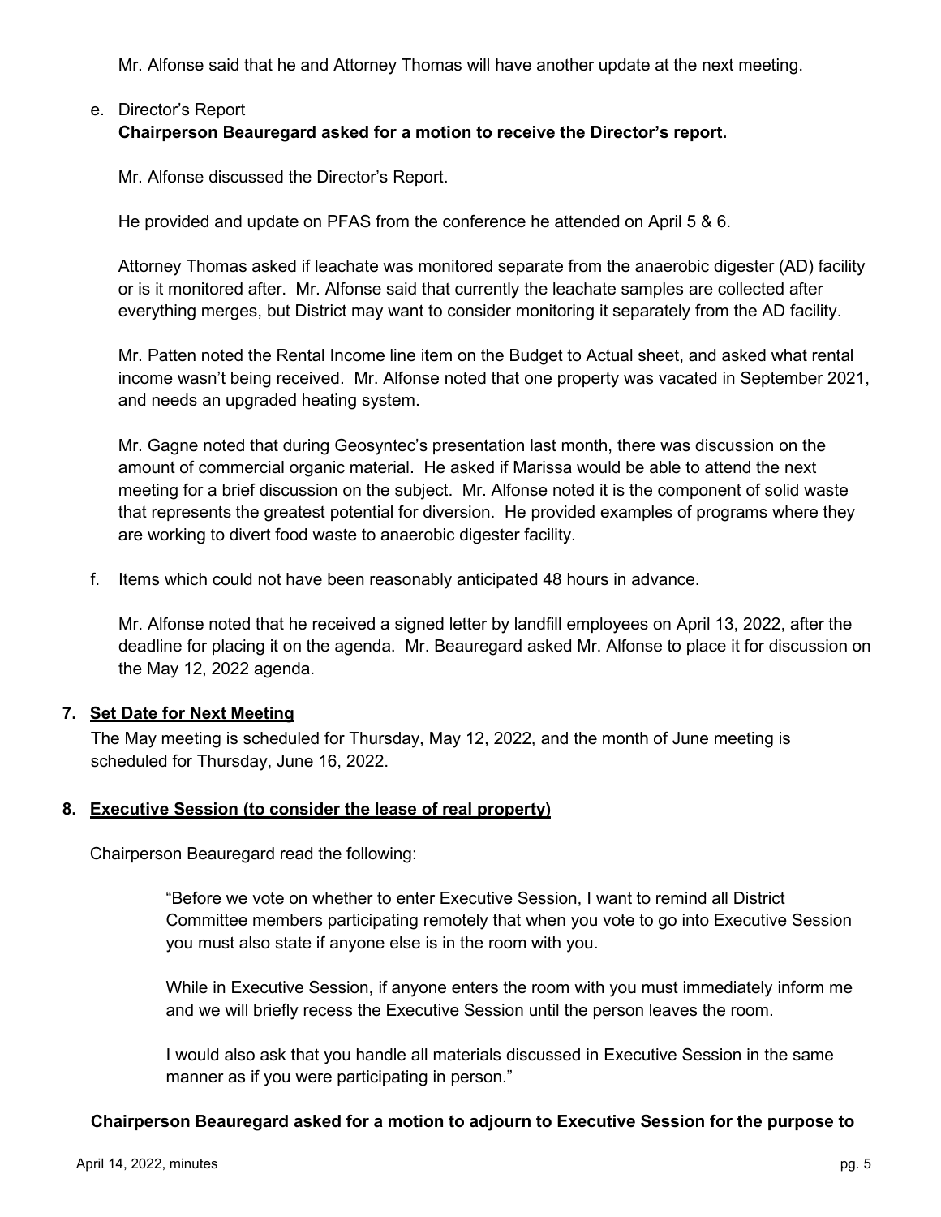Mr. Alfonse said that he and Attorney Thomas will have another update at the next meeting.

e. Director's Report

**Chairperson Beauregard asked for a motion to receive the Director's report.**

Mr. Alfonse discussed the Director's Report.

He provided and update on PFAS from the conference he attended on April 5 & 6.

Attorney Thomas asked if leachate was monitored separate from the anaerobic digester (AD) facility or is it monitored after. Mr. Alfonse said that currently the leachate samples are collected after everything merges, but District may want to consider monitoring it separately from the AD facility.

Mr. Patten noted the Rental Income line item on the Budget to Actual sheet, and asked what rental income wasn't being received. Mr. Alfonse noted that one property was vacated in September 2021, and needs an upgraded heating system.

Mr. Gagne noted that during Geosyntec's presentation last month, there was discussion on the amount of commercial organic material. He asked if Marissa would be able to attend the next meeting for a brief discussion on the subject. Mr. Alfonse noted it is the component of solid waste that represents the greatest potential for diversion. He provided examples of programs where they are working to divert food waste to anaerobic digester facility.

f. Items which could not have been reasonably anticipated 48 hours in advance.

Mr. Alfonse noted that he received a signed letter by landfill employees on April 13, 2022, after the deadline for placing it on the agenda. Mr. Beauregard asked Mr. Alfonse to place it for discussion on the May 12, 2022 agenda.

**7. Set Date for Next Meeting**

The May meeting is scheduled for Thursday, May 12, 2022, and the month of June meeting is scheduled for Thursday, June 16, 2022.

**8. Executive Session (to consider the lease of real property)**

Chairperson Beauregard read the following:

> "Before we vote on whether to enter Executive Session, I want to remind all District Committee members participating remotely that when you vote to go into Executive Session you must also state if anyone else is in the room with you.
>
> While in Executive Session, if anyone enters the room with you must immediately inform me and we will briefly recess the Executive Session until the person leaves the room.
>
> I would also ask that you handle all materials discussed in Executive Session in the same manner as if you were participating in person."

**Chairperson Beauregard asked for a motion to adjourn to Executive Session for the purpose to**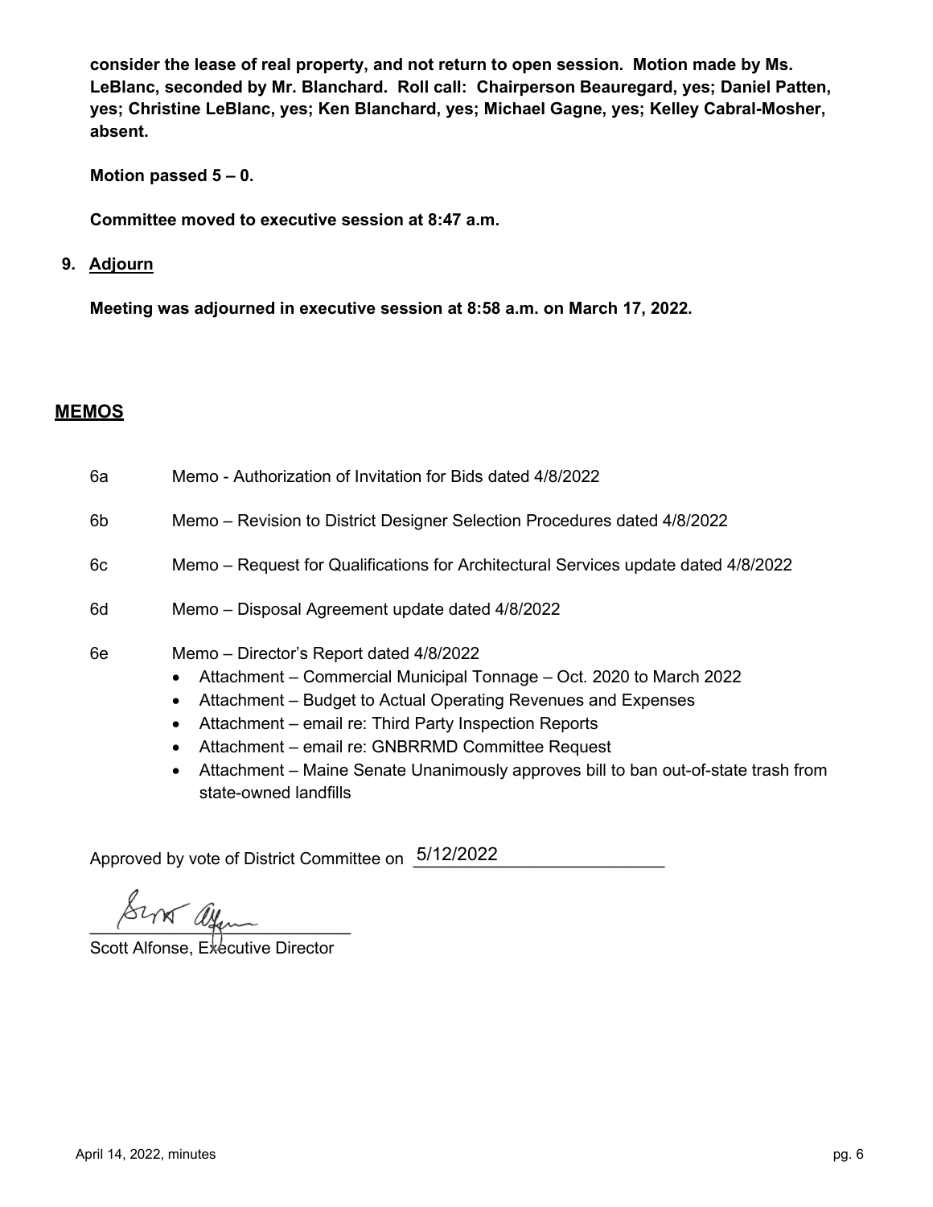**consider the lease of real property, and not return to open session. Motion made by Ms. LeBlanc, seconded by Mr. Blanchard. Roll call: Chairperson Beauregard, yes; Daniel Patten, yes; Christine LeBlanc, yes; Ken Blanchard, yes; Michael Gagne, yes; Kelley Cabral-Mosher, absent.**

**Motion passed 5 – 0.**

**Committee moved to executive session at 8:47 a.m.**

**9. Adjourn**

**Meeting was adjourned in executive session at 8:58 a.m. on March 17, 2022.**

## MEMOS

6a Memo - Authorization of Invitation for Bids dated 4/8/2022

6b Memo – Revision to District Designer Selection Procedures dated 4/8/2022

6c Memo – Request for Qualifications for Architectural Services update dated 4/8/2022

6d Memo – Disposal Agreement update dated 4/8/2022

6e Memo – Director's Report dated 4/8/2022

- Attachment – Commercial Municipal Tonnage – Oct. 2020 to March 2022
- Attachment – Budget to Actual Operating Revenues and Expenses
- Attachment – email re: Third Party Inspection Reports
- Attachment – email re: GNBRRMD Committee Request
- Attachment – Maine Senate Unanimously approves bill to ban out-of-state trash from state-owned landfills

Approved by vote of District Committee on 5/12/2022

Scott Alfonse, Executive Director